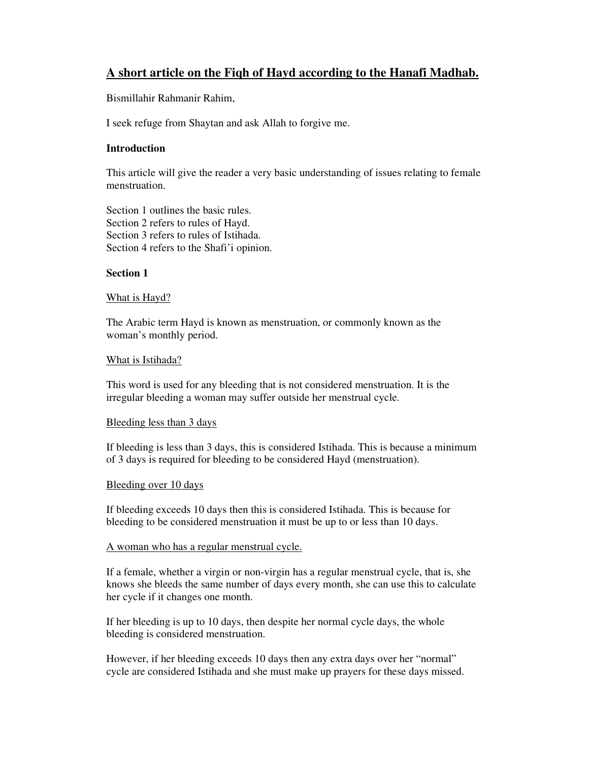# A short article on the Fiqh of Hayd according to the Hanafi Madhab.

Bismillahir Rahmanir Rahim,

I seek refuge from Shaytan and ask Allah to forgive me.

**Introduction**

This article will give the reader a very basic understanding of issues relating to female menstruation.

Section 1 outlines the basic rules.
Section 2 refers to rules of Hayd.
Section 3 refers to rules of Istihada.
Section 4 refers to the Shafi'i opinion.

**Section 1**

What is Hayd?

The Arabic term Hayd is known as menstruation, or commonly known as the woman's monthly period.

What is Istihada?

This word is used for any bleeding that is not considered menstruation. It is the irregular bleeding a woman may suffer outside her menstrual cycle.

Bleeding less than 3 days

If bleeding is less than 3 days, this is considered Istihada. This is because a minimum of 3 days is required for bleeding to be considered Hayd (menstruation).

Bleeding over 10 days

If bleeding exceeds 10 days then this is considered Istihada. This is because for bleeding to be considered menstruation it must be up to or less than 10 days.

A woman who has a regular menstrual cycle.

If a female, whether a virgin or non-virgin has a regular menstrual cycle, that is, she knows she bleeds the same number of days every month, she can use this to calculate her cycle if it changes one month.

If her bleeding is up to 10 days, then despite her normal cycle days, the whole bleeding is considered menstruation.

However, if her bleeding exceeds 10 days then any extra days over her "normal" cycle are considered Istihada and she must make up prayers for these days missed.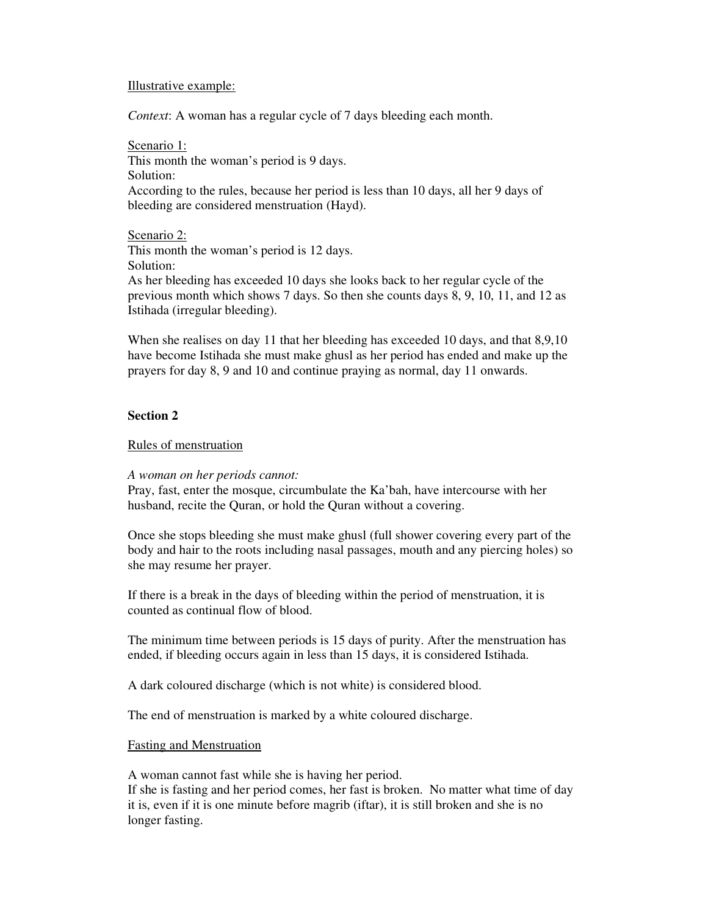Illustrative example:

*Context*: A woman has a regular cycle of 7 days bleeding each month.

Scenario 1:
This month the woman's period is 9 days.
Solution:
According to the rules, because her period is less than 10 days, all her 9 days of bleeding are considered menstruation (Hayd).

Scenario 2:
This month the woman's period is 12 days.
Solution:
As her bleeding has exceeded 10 days she looks back to her regular cycle of the previous month which shows 7 days. So then she counts days 8, 9, 10, 11, and 12 as Istihada (irregular bleeding).

When she realises on day 11 that her bleeding has exceeded 10 days, and that 8,9,10 have become Istihada she must make ghusl as her period has ended and make up the prayers for day 8, 9 and 10 and continue praying as normal, day 11 onwards.

## Section 2

Rules of menstruation

*A woman on her periods cannot:*
Pray, fast, enter the mosque, circumbulate the Ka'bah, have intercourse with her husband, recite the Quran, or hold the Quran without a covering.

Once she stops bleeding she must make ghusl (full shower covering every part of the body and hair to the roots including nasal passages, mouth and any piercing holes) so she may resume her prayer.

If there is a break in the days of bleeding within the period of menstruation, it is counted as continual flow of blood.

The minimum time between periods is 15 days of purity. After the menstruation has ended, if bleeding occurs again in less than 15 days, it is considered Istihada.

A dark coloured discharge (which is not white) is considered blood.

The end of menstruation is marked by a white coloured discharge.

Fasting and Menstruation

A woman cannot fast while she is having her period.
If she is fasting and her period comes, her fast is broken. No matter what time of day it is, even if it is one minute before magrib (iftar), it is still broken and she is no longer fasting.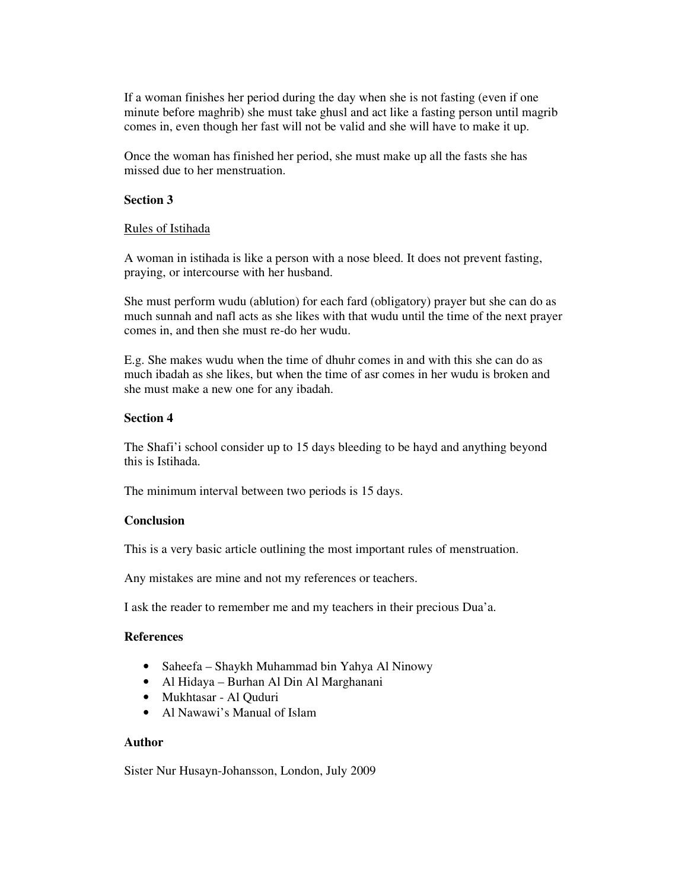If a woman finishes her period during the day when she is not fasting (even if one minute before maghrib) she must take ghusl and act like a fasting person until magrib comes in, even though her fast will not be valid and she will have to make it up.

Once the woman has finished her period, she must make up all the fasts she has missed due to her menstruation.

## Section 3

Rules of Istihada

A woman in istihada is like a person with a nose bleed. It does not prevent fasting, praying, or intercourse with her husband.

She must perform wudu (ablution) for each fard (obligatory) prayer but she can do as much sunnah and nafl acts as she likes with that wudu until the time of the next prayer comes in, and then she must re-do her wudu.

E.g. She makes wudu when the time of dhuhr comes in and with this she can do as much ibadah as she likes, but when the time of asr comes in her wudu is broken and she must make a new one for any ibadah.

## Section 4

The Shafi'i school consider up to 15 days bleeding to be hayd and anything beyond this is Istihada.

The minimum interval between two periods is 15 days.

## Conclusion

This is a very basic article outlining the most important rules of menstruation.

Any mistakes are mine and not my references or teachers.

I ask the reader to remember me and my teachers in their precious Dua'a.

## References

- Saheefa – Shaykh Muhammad bin Yahya Al Ninowy
- Al Hidaya – Burhan Al Din Al Marghanani
- Mukhtasar - Al Quduri
- Al Nawawi's Manual of Islam

## Author

Sister Nur Husayn-Johansson, London, July 2009